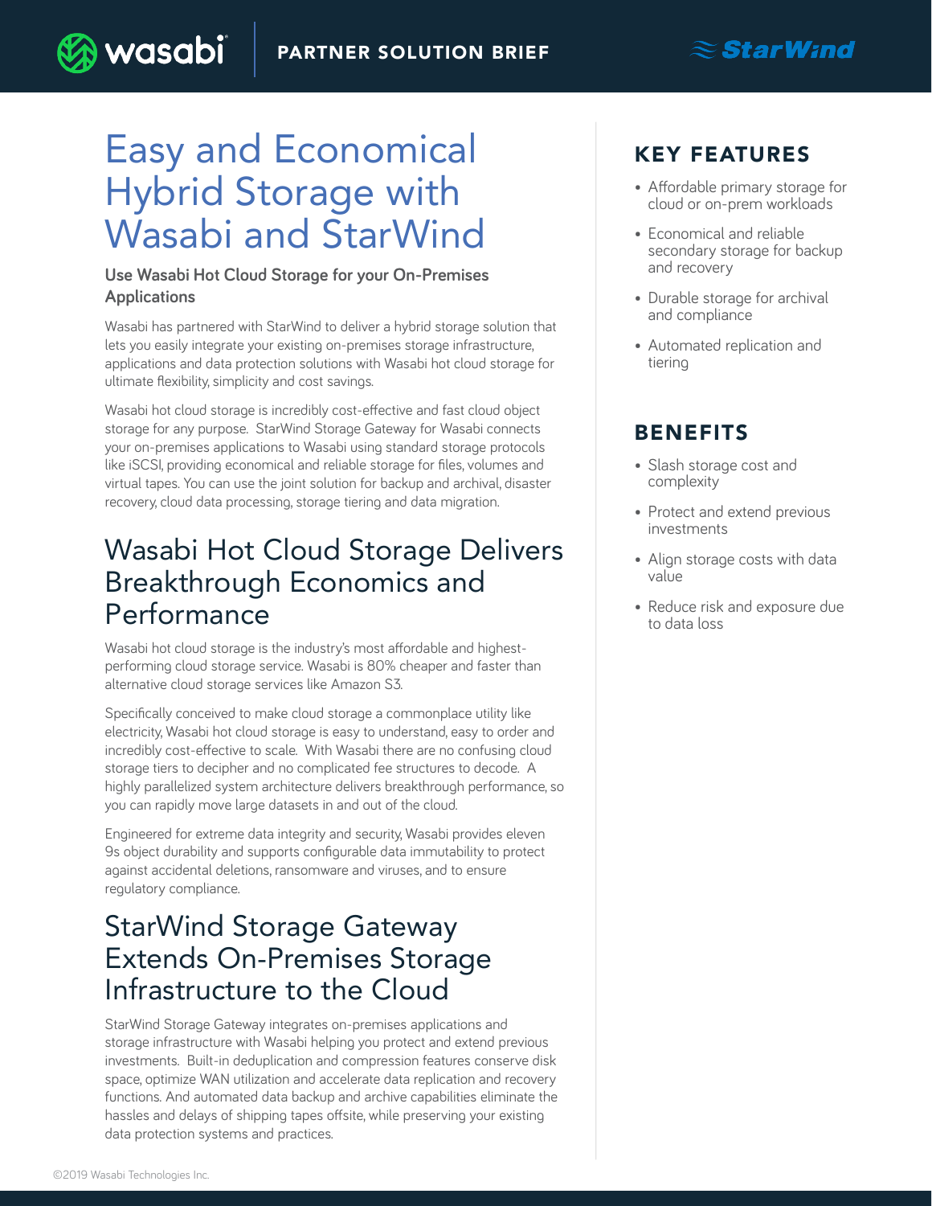# Easy and Economical Hybrid Storage with Wasabi and StarWind

**Use Wasabi Hot Cloud Storage for your On-Premises Applications**

Wasabi has partnered with StarWind to deliver a hybrid storage solution that lets you easily integrate your existing on-premises storage infrastructure, applications and data protection solutions with Wasabi hot cloud storage for ultimate flexibility, simplicity and cost savings.

Wasabi hot cloud storage is incredibly cost-effective and fast cloud object storage for any purpose. StarWind Storage Gateway for Wasabi connects your on-premises applications to Wasabi using standard storage protocols like iSCSI, providing economical and reliable storage for files, volumes and virtual tapes. You can use the joint solution for backup and archival, disaster recovery, cloud data processing, storage tiering and data migration.

## Wasabi Hot Cloud Storage Delivers Breakthrough Economics and Performance

Wasabi hot cloud storage is the industry's most affordable and highest-performing cloud storage service. Wasabi is 80% cheaper and faster than alternative cloud storage services like Amazon S3.

Specifically conceived to make cloud storage a commonplace utility like electricity, Wasabi hot cloud storage is easy to understand, easy to order and incredibly cost-effective to scale. With Wasabi there are no confusing cloud storage tiers to decipher and no complicated fee structures to decode. A highly parallelized system architecture delivers breakthrough performance, so you can rapidly move large datasets in and out of the cloud.

Engineered for extreme data integrity and security, Wasabi provides eleven 9s object durability and supports configurable data immutability to protect against accidental deletions, ransomware and viruses, and to ensure regulatory compliance.

## StarWind Storage Gateway Extends On-Premises Storage Infrastructure to the Cloud

StarWind Storage Gateway integrates on-premises applications and storage infrastructure with Wasabi helping you protect and extend previous investments. Built-in deduplication and compression features conserve disk space, optimize WAN utilization and accelerate data replication and recovery functions. And automated data backup and archive capabilities eliminate the hassles and delays of shipping tapes offsite, while preserving your existing data protection systems and practices.

## KEY FEATURES

- Affordable primary storage for cloud or on-prem workloads
- Economical and reliable secondary storage for backup and recovery
- Durable storage for archival and compliance
- Automated replication and tiering

## BENEFITS

- Slash storage cost and complexity
- Protect and extend previous investments
- Align storage costs with data value
- Reduce risk and exposure due to data loss

©2019 Wasabi Technologies Inc.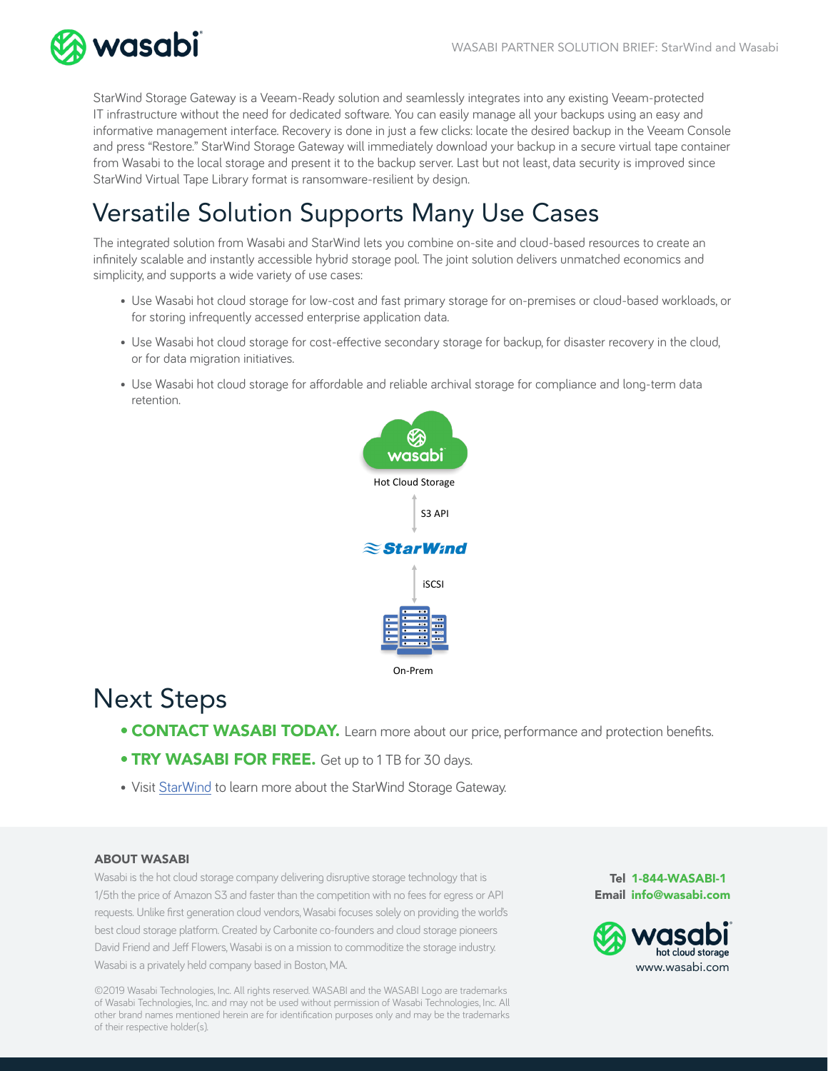StarWind Storage Gateway is a Veeam-Ready solution and seamlessly integrates into any existing Veeam-protected IT infrastructure without the need for dedicated software. You can easily manage all your backups using an easy and informative management interface. Recovery is done in just a few clicks: locate the desired backup in the Veeam Console and press "Restore." StarWind Storage Gateway will immediately download your backup in a secure virtual tape container from Wasabi to the local storage and present it to the backup server. Last but not least, data security is improved since StarWind Virtual Tape Library format is ransomware-resilient by design.

# Versatile Solution Supports Many Use Cases

The integrated solution from Wasabi and StarWind lets you combine on-site and cloud-based resources to create an infinitely scalable and instantly accessible hybrid storage pool. The joint solution delivers unmatched economics and simplicity, and supports a wide variety of use cases:

- Use Wasabi hot cloud storage for low-cost and fast primary storage for on-premises or cloud-based workloads, or for storing infrequently accessed enterprise application data.
- Use Wasabi hot cloud storage for cost-effective secondary storage for backup, for disaster recovery in the cloud, or for data migration initiatives.
- Use Wasabi hot cloud storage for affordable and reliable archival storage for compliance and long-term data retention.

wasabi

Hot Cloud Storage

S3 API

StarWind

iSCSI

On-Prem

# Next Steps

- **CONTACT WASABI TODAY.** Learn more about our price, performance and protection benefits.
- **TRY WASABI FOR FREE.** Get up to 1 TB for 30 days.
- Visit StarWind to learn more about the StarWind Storage Gateway.

### ABOUT WASABI

Wasabi is the hot cloud storage company delivering disruptive storage technology that is 1/5th the price of Amazon S3 and faster than the competition with no fees for egress or API requests. Unlike first generation cloud vendors, Wasabi focuses solely on providing the world's best cloud storage platform. Created by Carbonite co-founders and cloud storage pioneers David Friend and Jeff Flowers, Wasabi is on a mission to commoditize the storage industry. Wasabi is a privately held company based in Boston, MA.

©2019 Wasabi Technologies, Inc. All rights reserved. WASABI and the WASABI Logo are trademarks of Wasabi Technologies, Inc. and may not be used without permission of Wasabi Technologies, Inc. All other brand names mentioned herein are for identification purposes only and may be the trademarks of their respective holder(s).

**Tel** 1-844-WASABI-1
**Email** info@wasabi.com

wasabi hot cloud storage
www.wasabi.com